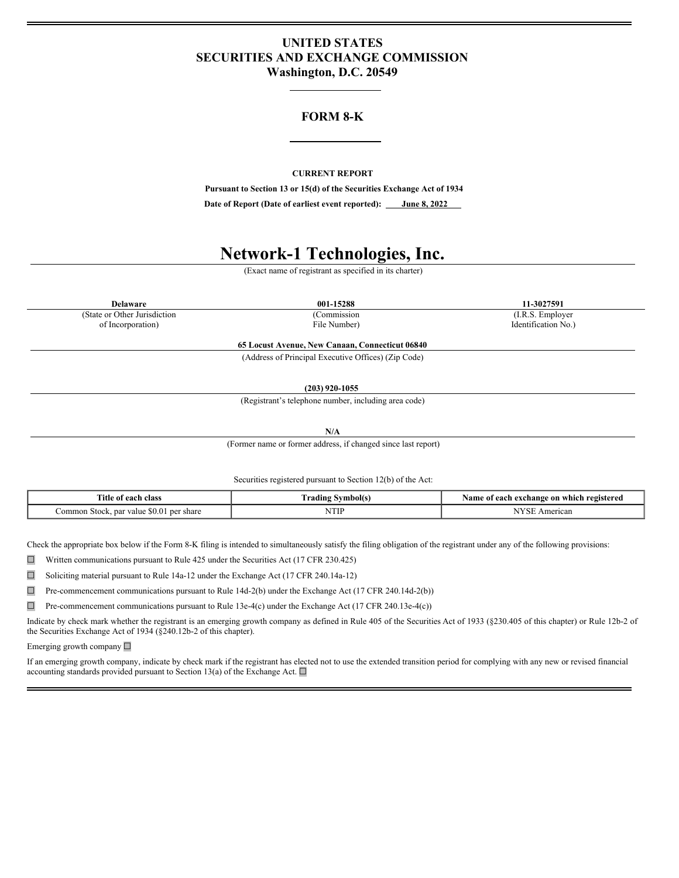# UNITED STATES
# SECURITIES AND EXCHANGE COMMISSION
## Washington, D.C. 20549

---

## FORM 8-K

---

**CURRENT REPORT**

**Pursuant to Section 13 or 15(d) of the Securities Exchange Act of 1934**

**Date of Report (Date of earliest event reported): June 8, 2022**

# Network-1 Technologies, Inc.

(Exact name of registrant as specified in its charter)

| **Delaware** | **001-15288** | **11-3027591** |
|---|---|---|
| (State or Other Jurisdiction of Incorporation) | (Commission File Number) | (I.R.S. Employer Identification No.) |

**65 Locust Avenue, New Canaan, Connecticut 06840**

(Address of Principal Executive Offices) (Zip Code)

**(203) 920-1055**

(Registrant's telephone number, including area code)

**N/A**

(Former name or former address, if changed since last report)

Securities registered pursuant to Section 12(b) of the Act:

| Title of each class | Trading Symbol(s) | Name of each exchange on which registered |
|---|---|---|
| Common Stock, par value $0.01 per share | NTIP | NYSE American |

Check the appropriate box below if the Form 8-K filing is intended to simultaneously satisfy the filing obligation of the registrant under any of the following provisions:

☐ Written communications pursuant to Rule 425 under the Securities Act (17 CFR 230.425)

☐ Soliciting material pursuant to Rule 14a-12 under the Exchange Act (17 CFR 240.14a-12)

☐ Pre-commencement communications pursuant to Rule 14d-2(b) under the Exchange Act (17 CFR 240.14d-2(b))

☐ Pre-commencement communications pursuant to Rule 13e-4(c) under the Exchange Act (17 CFR 240.13e-4(c))

Indicate by check mark whether the registrant is an emerging growth company as defined in Rule 405 of the Securities Act of 1933 (§230.405 of this chapter) or Rule 12b-2 of the Securities Exchange Act of 1934 (§240.12b-2 of this chapter).

Emerging growth company ☐

If an emerging growth company, indicate by check mark if the registrant has elected not to use the extended transition period for complying with any new or revised financial accounting standards provided pursuant to Section 13(a) of the Exchange Act. ☐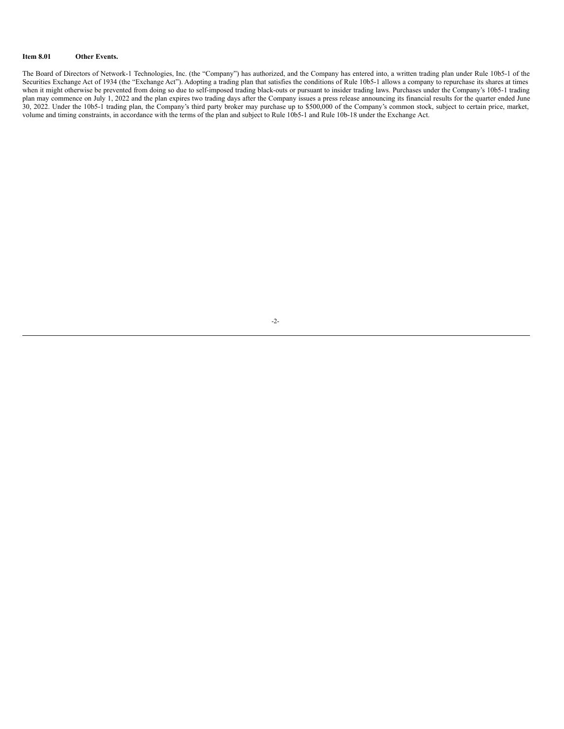**Item 8.01 Other Events.**

The Board of Directors of Network-1 Technologies, Inc. (the "Company") has authorized, and the Company has entered into, a written trading plan under Rule 10b5-1 of the Securities Exchange Act of 1934 (the "Exchange Act"). Adopting a trading plan that satisfies the conditions of Rule 10b5-1 allows a company to repurchase its shares at times when it might otherwise be prevented from doing so due to self-imposed trading black-outs or pursuant to insider trading laws. Purchases under the Company's 10b5-1 trading plan may commence on July 1, 2022 and the plan expires two trading days after the Company issues a press release announcing its financial results for the quarter ended June 30, 2022. Under the 10b5-1 trading plan, the Company's third party broker may purchase up to $500,000 of the Company's common stock, subject to certain price, market, volume and timing constraints, in accordance with the terms of the plan and subject to Rule 10b5-1 and Rule 10b-18 under the Exchange Act.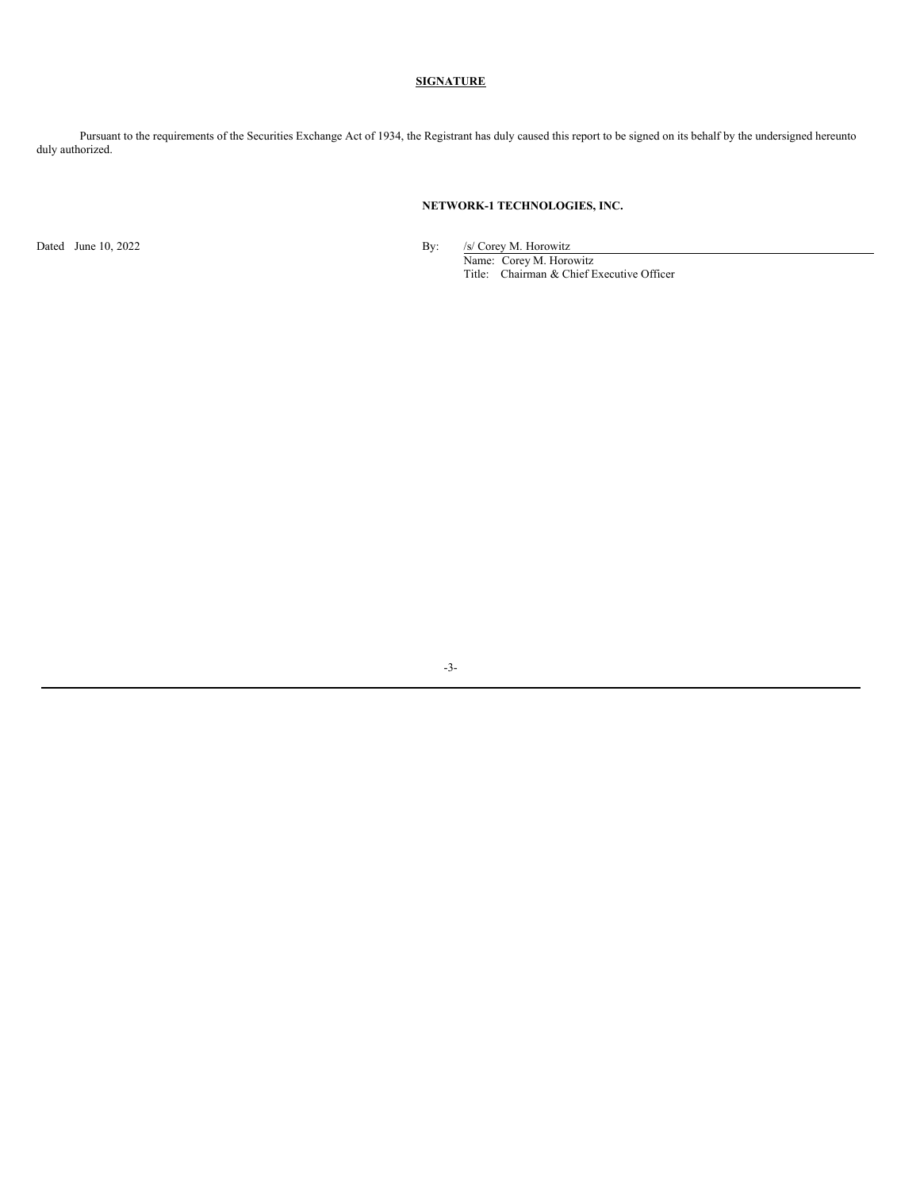**SIGNATURE**

Pursuant to the requirements of the Securities Exchange Act of 1934, the Registrant has duly caused this report to be signed on its behalf by the undersigned hereunto duly authorized.

**NETWORK-1 TECHNOLOGIES, INC.**

Dated June 10, 2022

By: /s/ Corey M. Horowitz
Name: Corey M. Horowitz
Title: Chairman & Chief Executive Officer